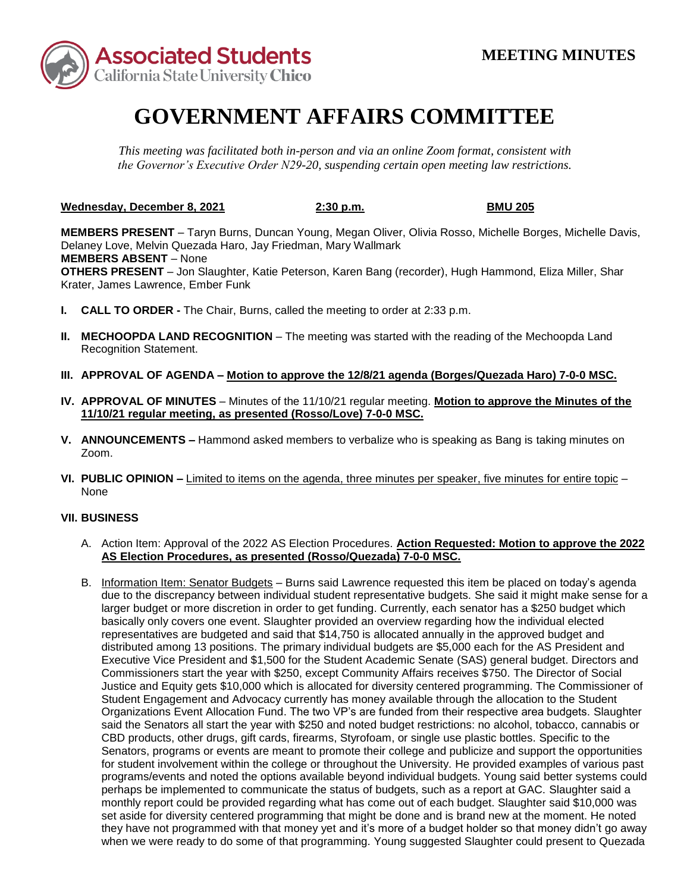**Associated Students**
**California State University Chico**

**MEETING MINUTES**

# GOVERNMENT AFFAIRS COMMITTEE

*This meeting was facilitated both in-person and via an online Zoom format, consistent with the Governor's Executive Order N29-20, suspending certain open meeting law restrictions.*

**Wednesday, December 8, 2021** | **2:30 p.m.** | **BMU 205**

**MEMBERS PRESENT** – Taryn Burns, Duncan Young, Megan Oliver, Olivia Rosso, Michelle Borges, Michelle Davis, Delaney Love, Melvin Quezada Haro, Jay Friedman, Mary Wallmark
**MEMBERS ABSENT** – None
**OTHERS PRESENT** – Jon Slaughter, Katie Peterson, Karen Bang (recorder), Hugh Hammond, Eliza Miller, Shar Krater, James Lawrence, Ember Funk

**I. CALL TO ORDER -** The Chair, Burns, called the meeting to order at 2:33 p.m.

**II. MECHOOPDA LAND RECOGNITION** – The meeting was started with the reading of the Mechoopda Land Recognition Statement.

**III. APPROVAL OF AGENDA – Motion to approve the 12/8/21 agenda (Borges/Quezada Haro) 7-0-0 MSC.**

**IV. APPROVAL OF MINUTES** – Minutes of the 11/10/21 regular meeting. **Motion to approve the Minutes of the 11/10/21 regular meeting, as presented (Rosso/Love) 7-0-0 MSC.**

**V. ANNOUNCEMENTS –** Hammond asked members to verbalize who is speaking as Bang is taking minutes on Zoom.

**VI. PUBLIC OPINION –** Limited to items on the agenda, three minutes per speaker, five minutes for entire topic – None

**VII. BUSINESS**

A. Action Item: Approval of the 2022 AS Election Procedures. **Action Requested: Motion to approve the 2022 AS Election Procedures, as presented (Rosso/Quezada) 7-0-0 MSC.**

B. Information Item: Senator Budgets – Burns said Lawrence requested this item be placed on today's agenda due to the discrepancy between individual student representative budgets. She said it might make sense for a larger budget or more discretion in order to get funding. Currently, each senator has a $250 budget which basically only covers one event. Slaughter provided an overview regarding how the individual elected representatives are budgeted and said that $14,750 is allocated annually in the approved budget and distributed among 13 positions. The primary individual budgets are $5,000 each for the AS President and Executive Vice President and $1,500 for the Student Academic Senate (SAS) general budget. Directors and Commissioners start the year with $250, except Community Affairs receives $750. The Director of Social Justice and Equity gets $10,000 which is allocated for diversity centered programming. The Commissioner of Student Engagement and Advocacy currently has money available through the allocation to the Student Organizations Event Allocation Fund. The two VP's are funded from their respective area budgets. Slaughter said the Senators all start the year with $250 and noted budget restrictions: no alcohol, tobacco, cannabis or CBD products, other drugs, gift cards, firearms, Styrofoam, or single use plastic bottles. Specific to the Senators, programs or events are meant to promote their college and publicize and support the opportunities for student involvement within the college or throughout the University. He provided examples of various past programs/events and noted the options available beyond individual budgets. Young said better systems could perhaps be implemented to communicate the status of budgets, such as a report at GAC. Slaughter said a monthly report could be provided regarding what has come out of each budget. Slaughter said $10,000 was set aside for diversity centered programming that might be done and is brand new at the moment. He noted they have not programmed with that money yet and it's more of a budget holder so that money didn't go away when we were ready to do some of that programming. Young suggested Slaughter could present to Quezada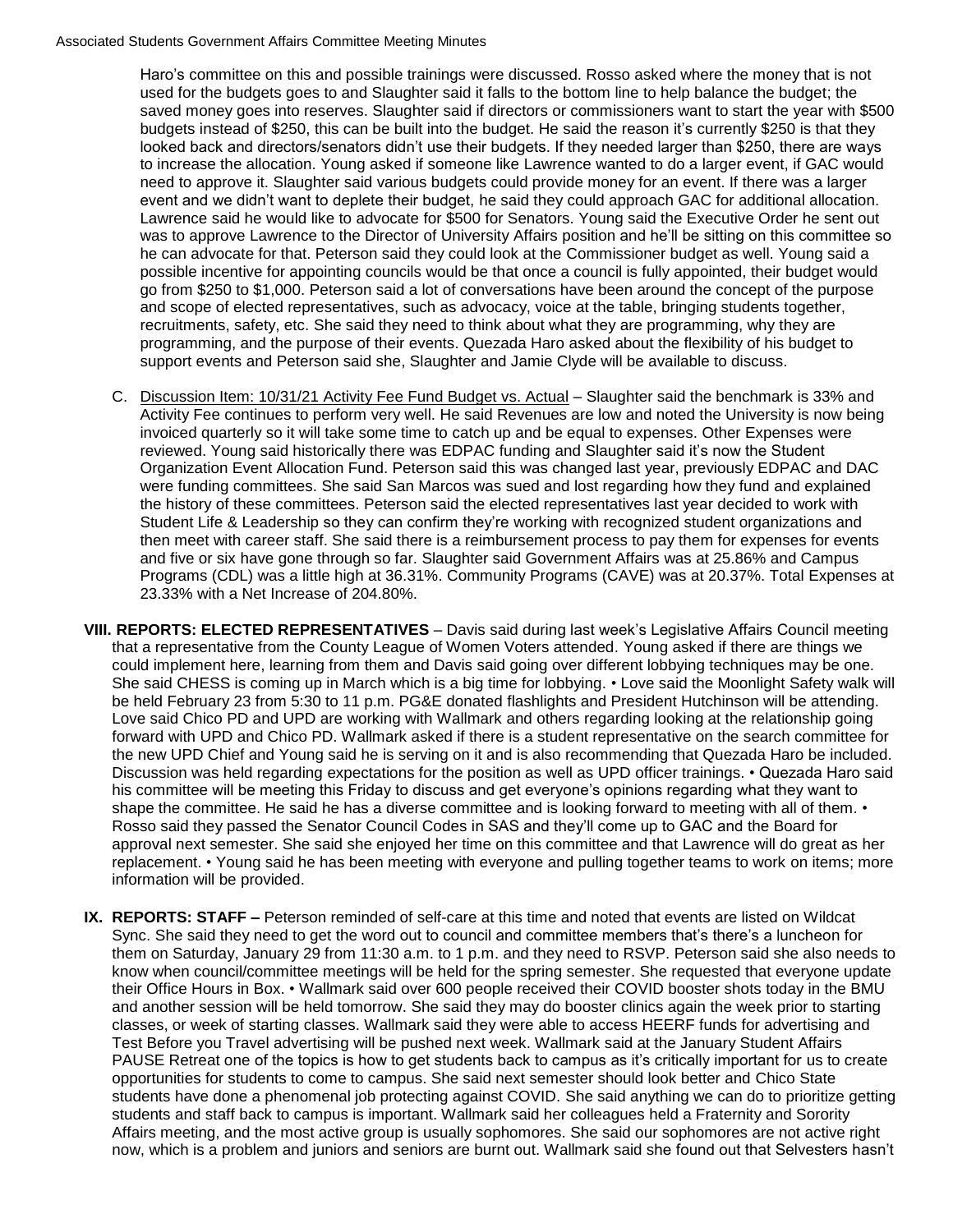Haro's committee on this and possible trainings were discussed. Rosso asked where the money that is not used for the budgets goes to and Slaughter said it falls to the bottom line to help balance the budget; the saved money goes into reserves. Slaughter said if directors or commissioners want to start the year with $500 budgets instead of $250, this can be built into the budget. He said the reason it's currently $250 is that they looked back and directors/senators didn't use their budgets. If they needed larger than $250, there are ways to increase the allocation. Young asked if someone like Lawrence wanted to do a larger event, if GAC would need to approve it. Slaughter said various budgets could provide money for an event. If there was a larger event and we didn't want to deplete their budget, he said they could approach GAC for additional allocation. Lawrence said he would like to advocate for $500 for Senators. Young said the Executive Order he sent out was to approve Lawrence to the Director of University Affairs position and he'll be sitting on this committee so he can advocate for that. Peterson said they could look at the Commissioner budget as well. Young said a possible incentive for appointing councils would be that once a council is fully appointed, their budget would go from $250 to $1,000. Peterson said a lot of conversations have been around the concept of the purpose and scope of elected representatives, such as advocacy, voice at the table, bringing students together, recruitments, safety, etc. She said they need to think about what they are programming, why they are programming, and the purpose of their events. Quezada Haro asked about the flexibility of his budget to support events and Peterson said she, Slaughter and Jamie Clyde will be available to discuss.

C. Discussion Item: 10/31/21 Activity Fee Fund Budget vs. Actual – Slaughter said the benchmark is 33% and Activity Fee continues to perform very well. He said Revenues are low and noted the University is now being invoiced quarterly so it will take some time to catch up and be equal to expenses. Other Expenses were reviewed. Young said historically there was EDPAC funding and Slaughter said it's now the Student Organization Event Allocation Fund. Peterson said this was changed last year, previously EDPAC and DAC were funding committees. She said San Marcos was sued and lost regarding how they fund and explained the history of these committees. Peterson said the elected representatives last year decided to work with Student Life & Leadership so they can confirm they're working with recognized student organizations and then meet with career staff. She said there is a reimbursement process to pay them for expenses for events and five or six have gone through so far. Slaughter said Government Affairs was at 25.86% and Campus Programs (CDL) was a little high at 36.31%. Community Programs (CAVE) was at 20.37%. Total Expenses at 23.33% with a Net Increase of 204.80%.

**VIII. REPORTS: ELECTED REPRESENTATIVES** – Davis said during last week's Legislative Affairs Council meeting that a representative from the County League of Women Voters attended. Young asked if there are things we could implement here, learning from them and Davis said going over different lobbying techniques may be one. She said CHESS is coming up in March which is a big time for lobbying. • Love said the Moonlight Safety walk will be held February 23 from 5:30 to 11 p.m. PG&E donated flashlights and President Hutchinson will be attending. Love said Chico PD and UPD are working with Wallmark and others regarding looking at the relationship going forward with UPD and Chico PD. Wallmark asked if there is a student representative on the search committee for the new UPD Chief and Young said he is serving on it and is also recommending that Quezada Haro be included. Discussion was held regarding expectations for the position as well as UPD officer trainings. • Quezada Haro said his committee will be meeting this Friday to discuss and get everyone's opinions regarding what they want to shape the committee. He said he has a diverse committee and is looking forward to meeting with all of them. • Rosso said they passed the Senator Council Codes in SAS and they'll come up to GAC and the Board for approval next semester. She said she enjoyed her time on this committee and that Lawrence will do great as her replacement. • Young said he has been meeting with everyone and pulling together teams to work on items; more information will be provided.

**IX. REPORTS: STAFF –** Peterson reminded of self-care at this time and noted that events are listed on Wildcat Sync. She said they need to get the word out to council and committee members that's there's a luncheon for them on Saturday, January 29 from 11:30 a.m. to 1 p.m. and they need to RSVP. Peterson said she also needs to know when council/committee meetings will be held for the spring semester. She requested that everyone update their Office Hours in Box. • Wallmark said over 600 people received their COVID booster shots today in the BMU and another session will be held tomorrow. She said they may do booster clinics again the week prior to starting classes, or week of starting classes. Wallmark said they were able to access HEERF funds for advertising and Test Before you Travel advertising will be pushed next week. Wallmark said at the January Student Affairs PAUSE Retreat one of the topics is how to get students back to campus as it's critically important for us to create opportunities for students to come to campus. She said next semester should look better and Chico State students have done a phenomenal job protecting against COVID. She said anything we can do to prioritize getting students and staff back to campus is important. Wallmark said her colleagues held a Fraternity and Sorority Affairs meeting, and the most active group is usually sophomores. She said our sophomores are not active right now, which is a problem and juniors and seniors are burnt out. Wallmark said she found out that Selvesters hasn't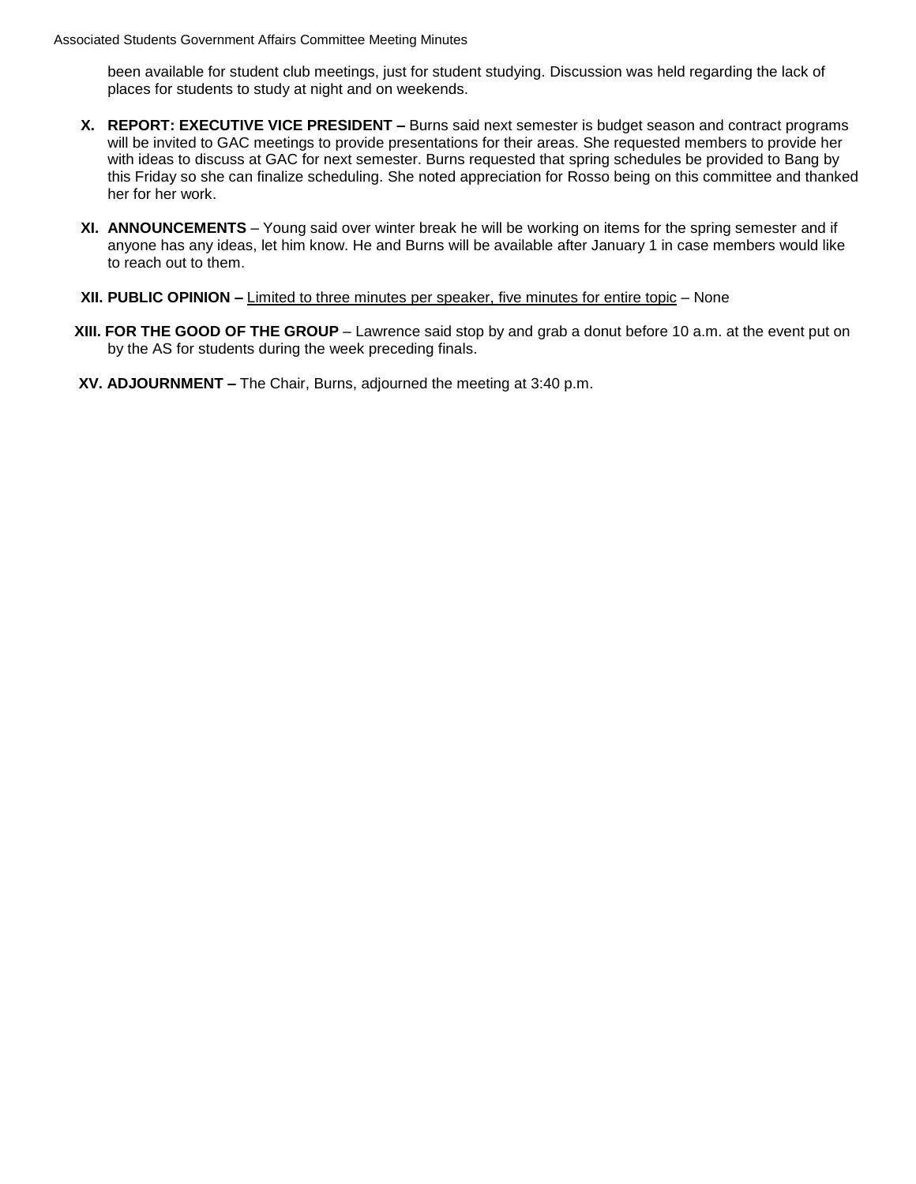been available for student club meetings, just for student studying. Discussion was held regarding the lack of places for students to study at night and on weekends.

**X. REPORT: EXECUTIVE VICE PRESIDENT –** Burns said next semester is budget season and contract programs will be invited to GAC meetings to provide presentations for their areas. She requested members to provide her with ideas to discuss at GAC for next semester. Burns requested that spring schedules be provided to Bang by this Friday so she can finalize scheduling. She noted appreciation for Rosso being on this committee and thanked her for her work.

**XI. ANNOUNCEMENTS** – Young said over winter break he will be working on items for the spring semester and if anyone has any ideas, let him know. He and Burns will be available after January 1 in case members would like to reach out to them.

**XII. PUBLIC OPINION –** Limited to three minutes per speaker, five minutes for entire topic – None

**XIII. FOR THE GOOD OF THE GROUP** – Lawrence said stop by and grab a donut before 10 a.m. at the event put on by the AS for students during the week preceding finals.

**XV. ADJOURNMENT –** The Chair, Burns, adjourned the meeting at 3:40 p.m.